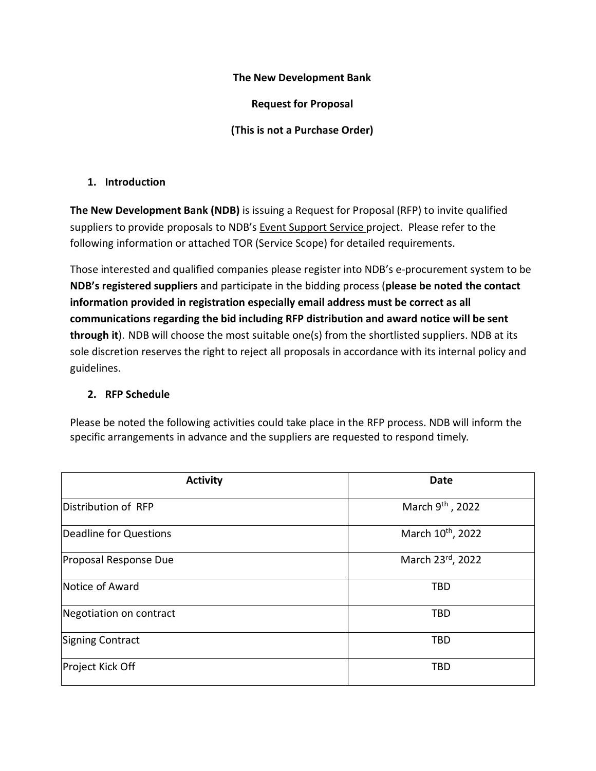**The New Development Bank**

**Request for Proposal**

**(This is not a Purchase Order)**

## 1. Introduction

**The New Development Bank (NDB)** is issuing a Request for Proposal (RFP) to invite qualified suppliers to provide proposals to NDB's Event Support Service project. Please refer to the following information or attached TOR (Service Scope) for detailed requirements.

Those interested and qualified companies please register into NDB's e-procurement system to be **NDB's registered suppliers** and participate in the bidding process (**please be noted the contact information provided in registration especially email address must be correct as all communications regarding the bid including RFP distribution and award notice will be sent through it**). NDB will choose the most suitable one(s) from the shortlisted suppliers. NDB at its sole discretion reserves the right to reject all proposals in accordance with its internal policy and guidelines.

## 2. RFP Schedule

Please be noted the following activities could take place in the RFP process. NDB will inform the specific arrangements in advance and the suppliers are requested to respond timely.

| Activity | Date |
| --- | --- |
| Distribution of RFP | March 9th, 2022 |
| Deadline for Questions | March 10th, 2022 |
| Proposal Response Due | March 23rd, 2022 |
| Notice of Award | TBD |
| Negotiation on contract | TBD |
| Signing Contract | TBD |
| Project Kick Off | TBD |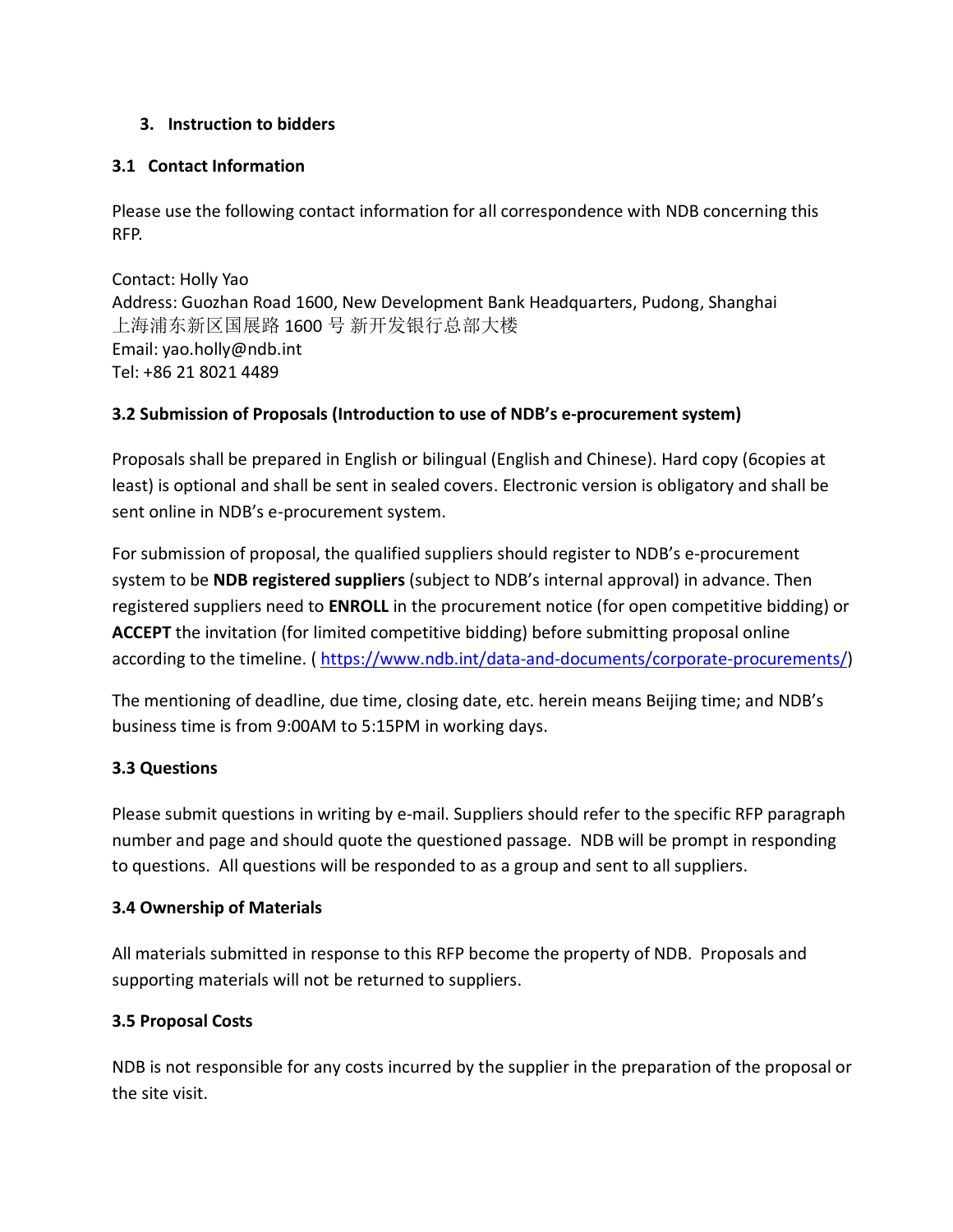## 3. Instruction to bidders

### 3.1 Contact Information

Please use the following contact information for all correspondence with NDB concerning this RFP.

Contact: Holly Yao
Address: Guozhan Road 1600, New Development Bank Headquarters, Pudong, Shanghai
上海浦东新区国展路 1600 号 新开发银行总部大楼
Email: yao.holly@ndb.int
Tel: +86 21 8021 4489

### 3.2 Submission of Proposals (Introduction to use of NDB's e-procurement system)

Proposals shall be prepared in English or bilingual (English and Chinese). Hard copy (6copies at least) is optional and shall be sent in sealed covers. Electronic version is obligatory and shall be sent online in NDB's e-procurement system.

For submission of proposal, the qualified suppliers should register to NDB's e-procurement system to be **NDB registered suppliers** (subject to NDB's internal approval) in advance. Then registered suppliers need to **ENROLL** in the procurement notice (for open competitive bidding) or **ACCEPT** the invitation (for limited competitive bidding) before submitting proposal online according to the timeline. ( https://www.ndb.int/data-and-documents/corporate-procurements/)

The mentioning of deadline, due time, closing date, etc. herein means Beijing time; and NDB's business time is from 9:00AM to 5:15PM in working days.

### 3.3 Questions

Please submit questions in writing by e-mail. Suppliers should refer to the specific RFP paragraph number and page and should quote the questioned passage. NDB will be prompt in responding to questions. All questions will be responded to as a group and sent to all suppliers.

### 3.4 Ownership of Materials

All materials submitted in response to this RFP become the property of NDB. Proposals and supporting materials will not be returned to suppliers.

### 3.5 Proposal Costs

NDB is not responsible for any costs incurred by the supplier in the preparation of the proposal or the site visit.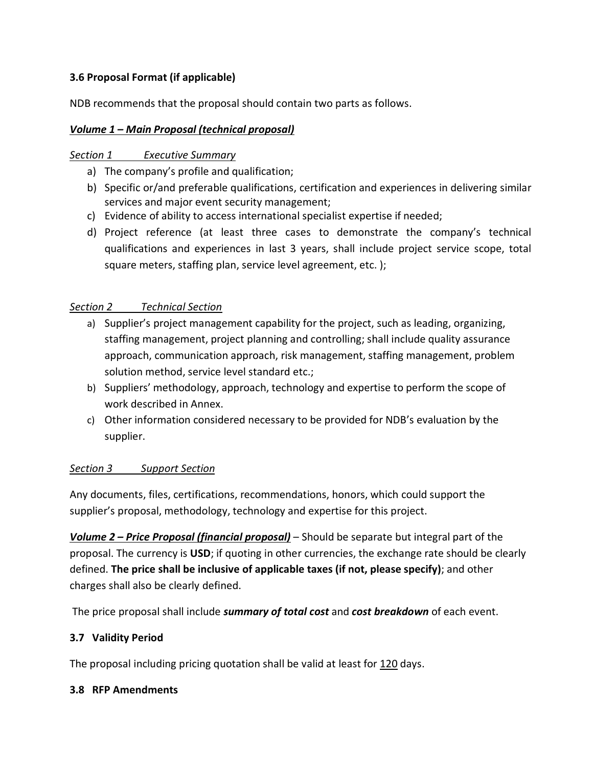### 3.6 Proposal Format (if applicable)

NDB recommends that the proposal should contain two parts as follows.

***Volume 1 – Main Proposal (technical proposal)***

*Section 1 Executive Summary*

a) The company's profile and qualification;
b) Specific or/and preferable qualifications, certification and experiences in delivering similar services and major event security management;
c) Evidence of ability to access international specialist expertise if needed;
d) Project reference (at least three cases to demonstrate the company's technical qualifications and experiences in last 3 years, shall include project service scope, total square meters, staffing plan, service level agreement, etc. );

*Section 2 Technical Section*

a) Supplier's project management capability for the project, such as leading, organizing, staffing management, project planning and controlling; shall include quality assurance approach, communication approach, risk management, staffing management, problem solution method, service level standard etc.;
b) Suppliers' methodology, approach, technology and expertise to perform the scope of work described in Annex.
c) Other information considered necessary to be provided for NDB's evaluation by the supplier.

*Section 3 Support Section*

Any documents, files, certifications, recommendations, honors, which could support the supplier's proposal, methodology, technology and expertise for this project.

***Volume 2 – Price Proposal (financial proposal)*** – Should be separate but integral part of the proposal. The currency is **USD**; if quoting in other currencies, the exchange rate should be clearly defined. **The price shall be inclusive of applicable taxes (if not, please specify)**; and other charges shall also be clearly defined.

The price proposal shall include ***summary of total cost*** and ***cost breakdown*** of each event.

### 3.7 Validity Period

The proposal including pricing quotation shall be valid at least for 120 days.

### 3.8 RFP Amendments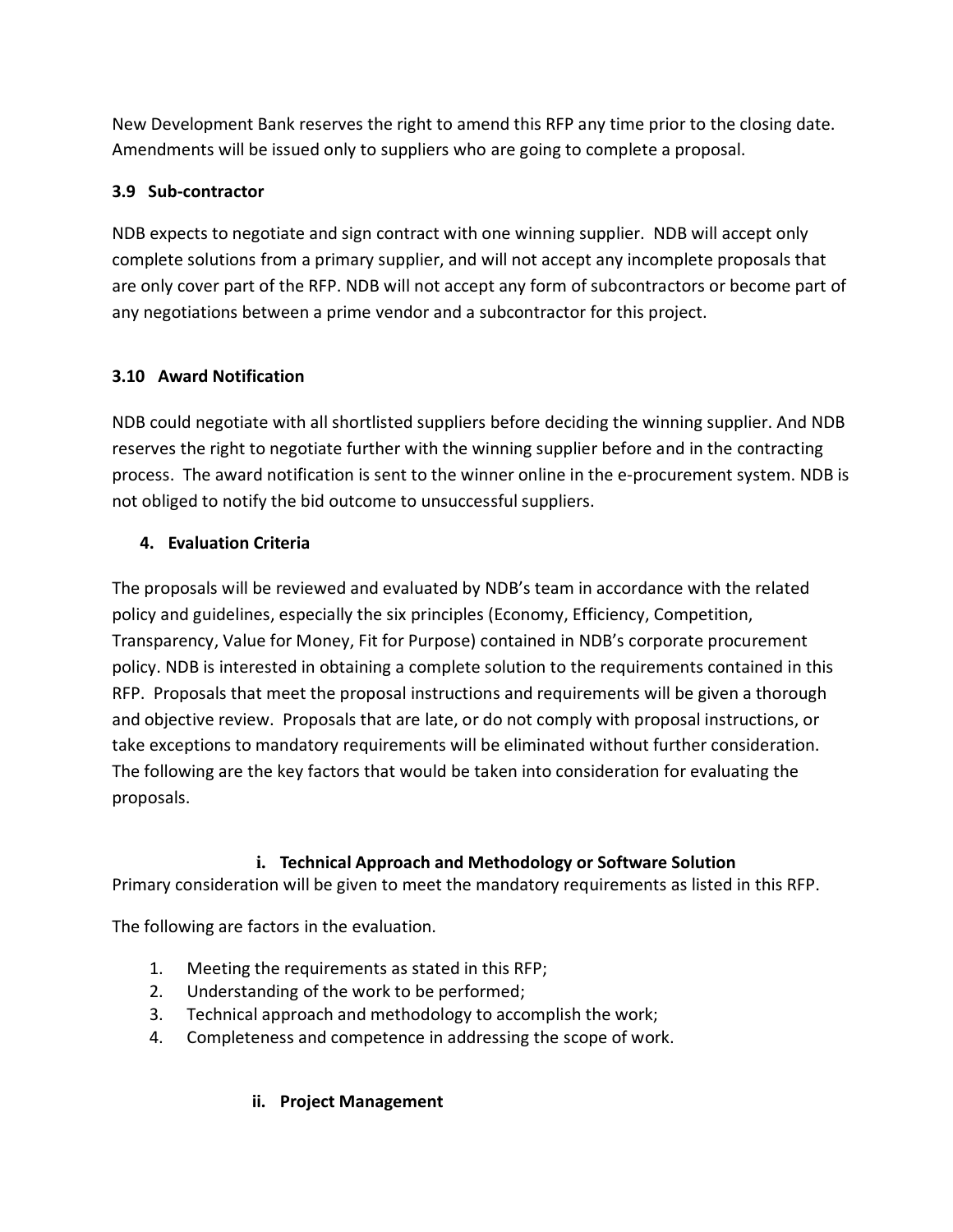New Development Bank reserves the right to amend this RFP any time prior to the closing date. Amendments will be issued only to suppliers who are going to complete a proposal.

### 3.9 Sub-contractor

NDB expects to negotiate and sign contract with one winning supplier. NDB will accept only complete solutions from a primary supplier, and will not accept any incomplete proposals that are only cover part of the RFP. NDB will not accept any form of subcontractors or become part of any negotiations between a prime vendor and a subcontractor for this project.

### 3.10 Award Notification

NDB could negotiate with all shortlisted suppliers before deciding the winning supplier. And NDB reserves the right to negotiate further with the winning supplier before and in the contracting process. The award notification is sent to the winner online in the e-procurement system. NDB is not obliged to notify the bid outcome to unsuccessful suppliers.

## 4. Evaluation Criteria

The proposals will be reviewed and evaluated by NDB's team in accordance with the related policy and guidelines, especially the six principles (Economy, Efficiency, Competition, Transparency, Value for Money, Fit for Purpose) contained in NDB's corporate procurement policy. NDB is interested in obtaining a complete solution to the requirements contained in this RFP. Proposals that meet the proposal instructions and requirements will be given a thorough and objective review. Proposals that are late, or do not comply with proposal instructions, or take exceptions to mandatory requirements will be eliminated without further consideration. The following are the key factors that would be taken into consideration for evaluating the proposals.

### i. Technical Approach and Methodology or Software Solution

Primary consideration will be given to meet the mandatory requirements as listed in this RFP.

The following are factors in the evaluation.

1. Meeting the requirements as stated in this RFP;
2. Understanding of the work to be performed;
3. Technical approach and methodology to accomplish the work;
4. Completeness and competence in addressing the scope of work.

### ii. Project Management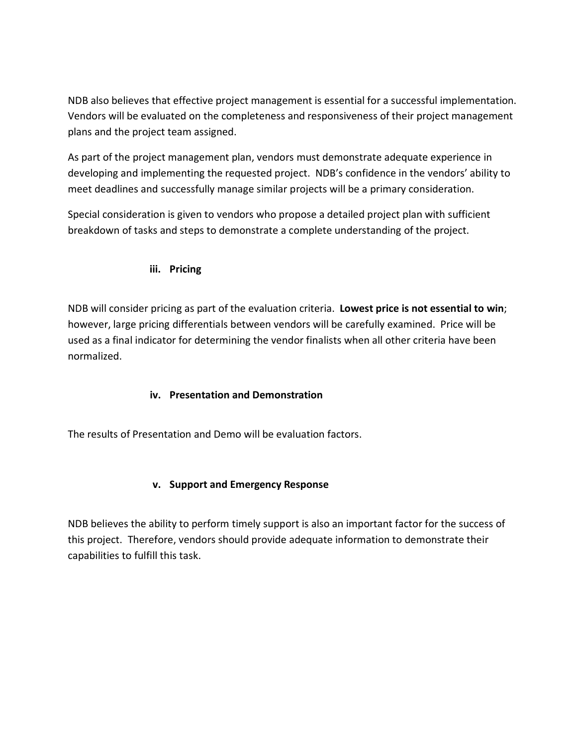NDB also believes that effective project management is essential for a successful implementation. Vendors will be evaluated on the completeness and responsiveness of their project management plans and the project team assigned.

As part of the project management plan, vendors must demonstrate adequate experience in developing and implementing the requested project. NDB's confidence in the vendors' ability to meet deadlines and successfully manage similar projects will be a primary consideration.

Special consideration is given to vendors who propose a detailed project plan with sufficient breakdown of tasks and steps to demonstrate a complete understanding of the project.

### iii. Pricing

NDB will consider pricing as part of the evaluation criteria. **Lowest price is not essential to win**; however, large pricing differentials between vendors will be carefully examined. Price will be used as a final indicator for determining the vendor finalists when all other criteria have been normalized.

### iv. Presentation and Demonstration

The results of Presentation and Demo will be evaluation factors.

### v. Support and Emergency Response

NDB believes the ability to perform timely support is also an important factor for the success of this project. Therefore, vendors should provide adequate information to demonstrate their capabilities to fulfill this task.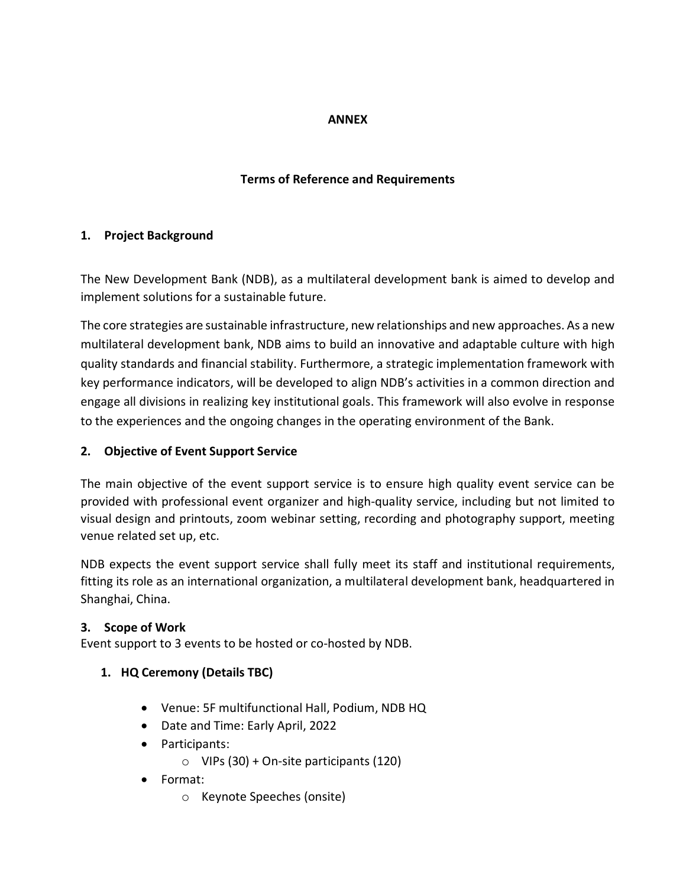**ANNEX**

**Terms of Reference and Requirements**

## 1. Project Background

The New Development Bank (NDB), as a multilateral development bank is aimed to develop and implement solutions for a sustainable future.

The core strategies are sustainable infrastructure, new relationships and new approaches. As a new multilateral development bank, NDB aims to build an innovative and adaptable culture with high quality standards and financial stability. Furthermore, a strategic implementation framework with key performance indicators, will be developed to align NDB's activities in a common direction and engage all divisions in realizing key institutional goals. This framework will also evolve in response to the experiences and the ongoing changes in the operating environment of the Bank.

## 2. Objective of Event Support Service

The main objective of the event support service is to ensure high quality event service can be provided with professional event organizer and high-quality service, including but not limited to visual design and printouts, zoom webinar setting, recording and photography support, meeting venue related set up, etc.

NDB expects the event support service shall fully meet its staff and institutional requirements, fitting its role as an international organization, a multilateral development bank, headquartered in Shanghai, China.

## 3. Scope of Work

Event support to 3 events to be hosted or co-hosted by NDB.

### 1. HQ Ceremony (Details TBC)

- Venue: 5F multifunctional Hall, Podium, NDB HQ
- Date and Time: Early April, 2022
- Participants:
  - VIPs (30) + On-site participants (120)
- Format:
  - Keynote Speeches (onsite)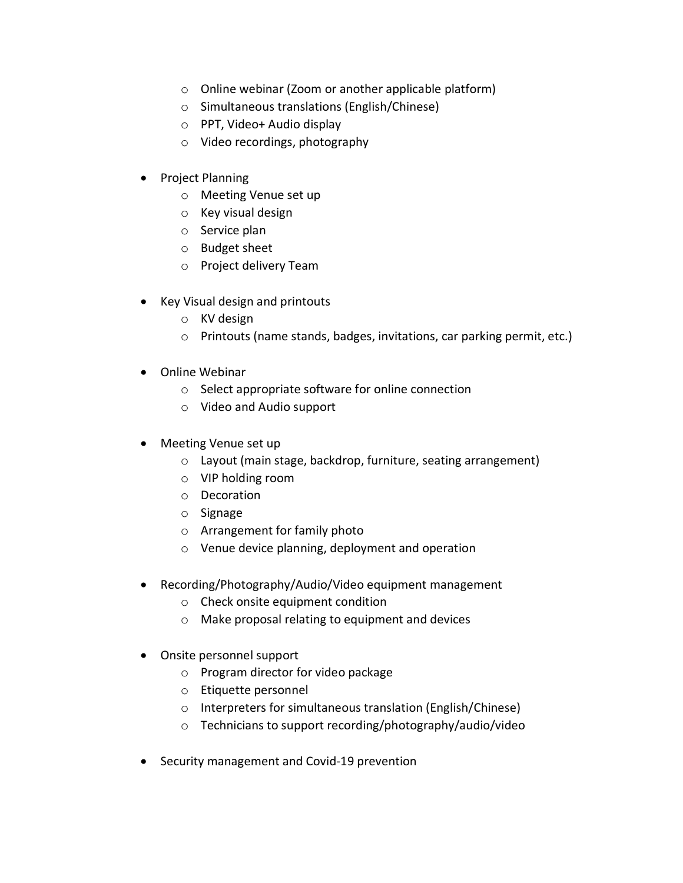- Online webinar (Zoom or another applicable platform)
  - Simultaneous translations (English/Chinese)
  - PPT, Video+ Audio display
  - Video recordings, photography

- Project Planning
  - Meeting Venue set up
  - Key visual design
  - Service plan
  - Budget sheet
  - Project delivery Team

- Key Visual design and printouts
  - KV design
  - Printouts (name stands, badges, invitations, car parking permit, etc.)

- Online Webinar
  - Select appropriate software for online connection
  - Video and Audio support

- Meeting Venue set up
  - Layout (main stage, backdrop, furniture, seating arrangement)
  - VIP holding room
  - Decoration
  - Signage
  - Arrangement for family photo
  - Venue device planning, deployment and operation

- Recording/Photography/Audio/Video equipment management
  - Check onsite equipment condition
  - Make proposal relating to equipment and devices

- Onsite personnel support
  - Program director for video package
  - Etiquette personnel
  - Interpreters for simultaneous translation (English/Chinese)
  - Technicians to support recording/photography/audio/video

- Security management and Covid-19 prevention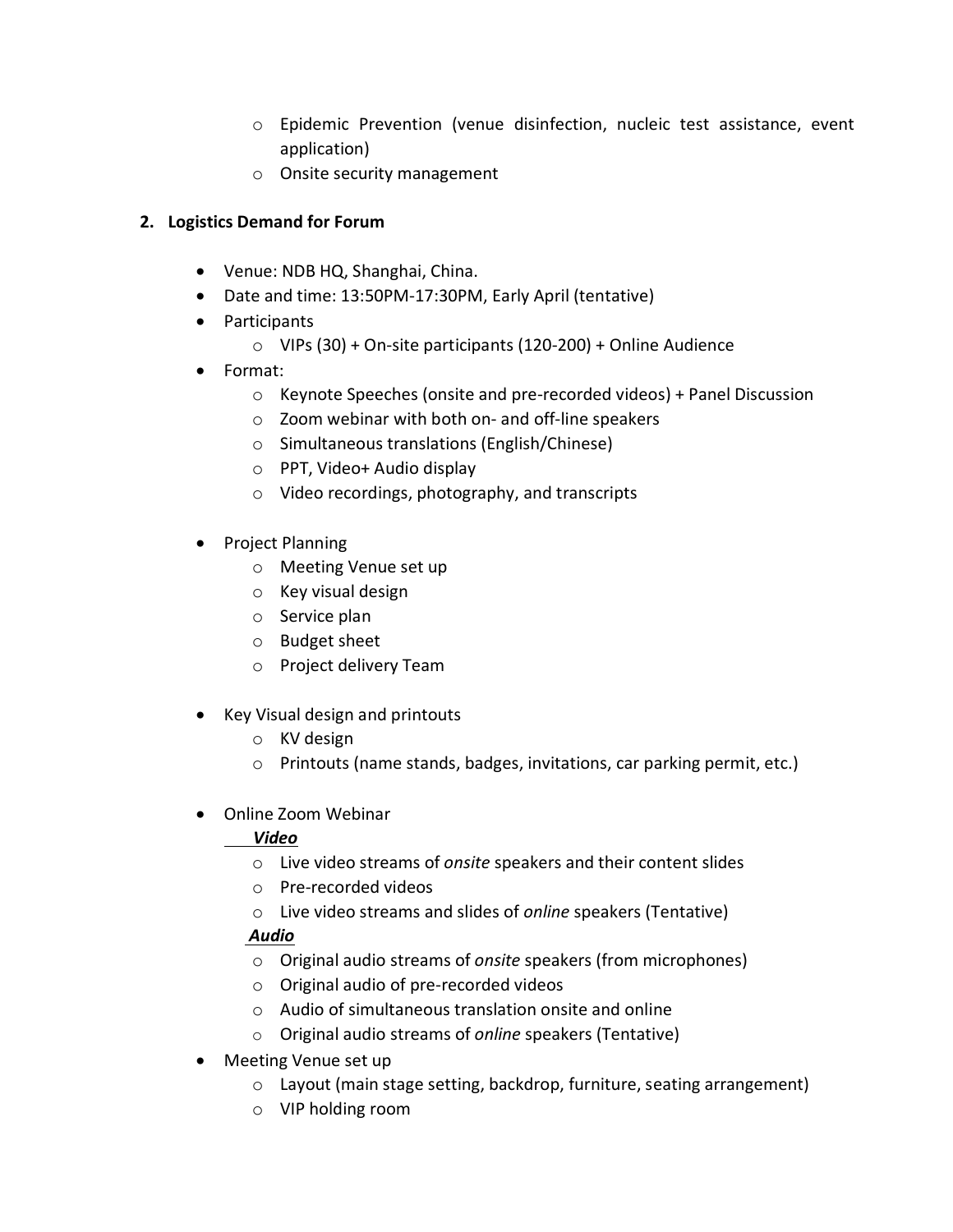- Epidemic Prevention (venue disinfection, nucleic test assistance, event application)
  - Onsite security management

**2. Logistics Demand for Forum**

- Venue: NDB HQ, Shanghai, China.
- Date and time: 13:50PM-17:30PM, Early April (tentative)
- Participants
  - VIPs (30) + On-site participants (120-200) + Online Audience
- Format:
  - Keynote Speeches (onsite and pre-recorded videos) + Panel Discussion
  - Zoom webinar with both on- and off-line speakers
  - Simultaneous translations (English/Chinese)
  - PPT, Video+ Audio display
  - Video recordings, photography, and transcripts

- Project Planning
  - Meeting Venue set up
  - Key visual design
  - Service plan
  - Budget sheet
  - Project delivery Team

- Key Visual design and printouts
  - KV design
  - Printouts (name stands, badges, invitations, car parking permit, etc.)

- Online Zoom Webinar

  ***Video***
  - Live video streams of *onsite* speakers and their content slides
  - Pre-recorded videos
  - Live video streams and slides of *online* speakers (Tentative)

  ***Audio***
  - Original audio streams of *onsite* speakers (from microphones)
  - Original audio of pre-recorded videos
  - Audio of simultaneous translation onsite and online
  - Original audio streams of *online* speakers (Tentative)
- Meeting Venue set up
  - Layout (main stage setting, backdrop, furniture, seating arrangement)
  - VIP holding room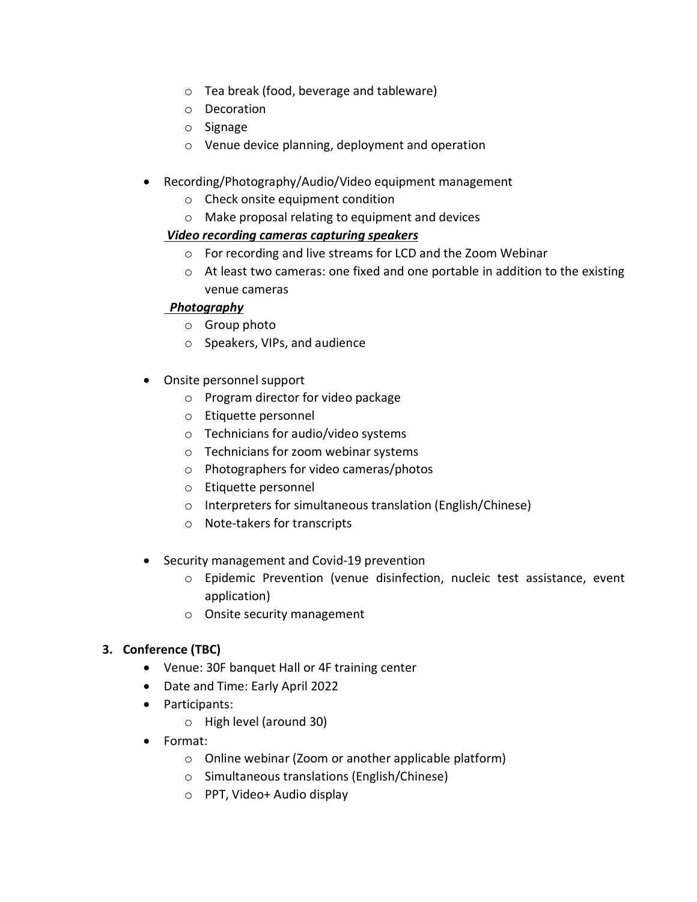- Tea break (food, beverage and tableware)
    - Decoration
    - Signage
    - Venue device planning, deployment and operation

- Recording/Photography/Audio/Video equipment management
    - Check onsite equipment condition
    - Make proposal relating to equipment and devices

  ***Video recording cameras capturing speakers***
    - For recording and live streams for LCD and the Zoom Webinar
    - At least two cameras: one fixed and one portable in addition to the existing venue cameras

  ***Photography***
    - Group photo
    - Speakers, VIPs, and audience

- Onsite personnel support
    - Program director for video package
    - Etiquette personnel
    - Technicians for audio/video systems
    - Technicians for zoom webinar systems
    - Photographers for video cameras/photos
    - Etiquette personnel
    - Interpreters for simultaneous translation (English/Chinese)
    - Note-takers for transcripts

- Security management and Covid-19 prevention
    - Epidemic Prevention (venue disinfection, nucleic test assistance, event application)
    - Onsite security management

**3. Conference (TBC)**

- Venue: 30F banquet Hall or 4F training center
- Date and Time: Early April 2022
- Participants:
    - High level (around 30)
- Format:
    - Online webinar (Zoom or another applicable platform)
    - Simultaneous translations (English/Chinese)
    - PPT, Video+ Audio display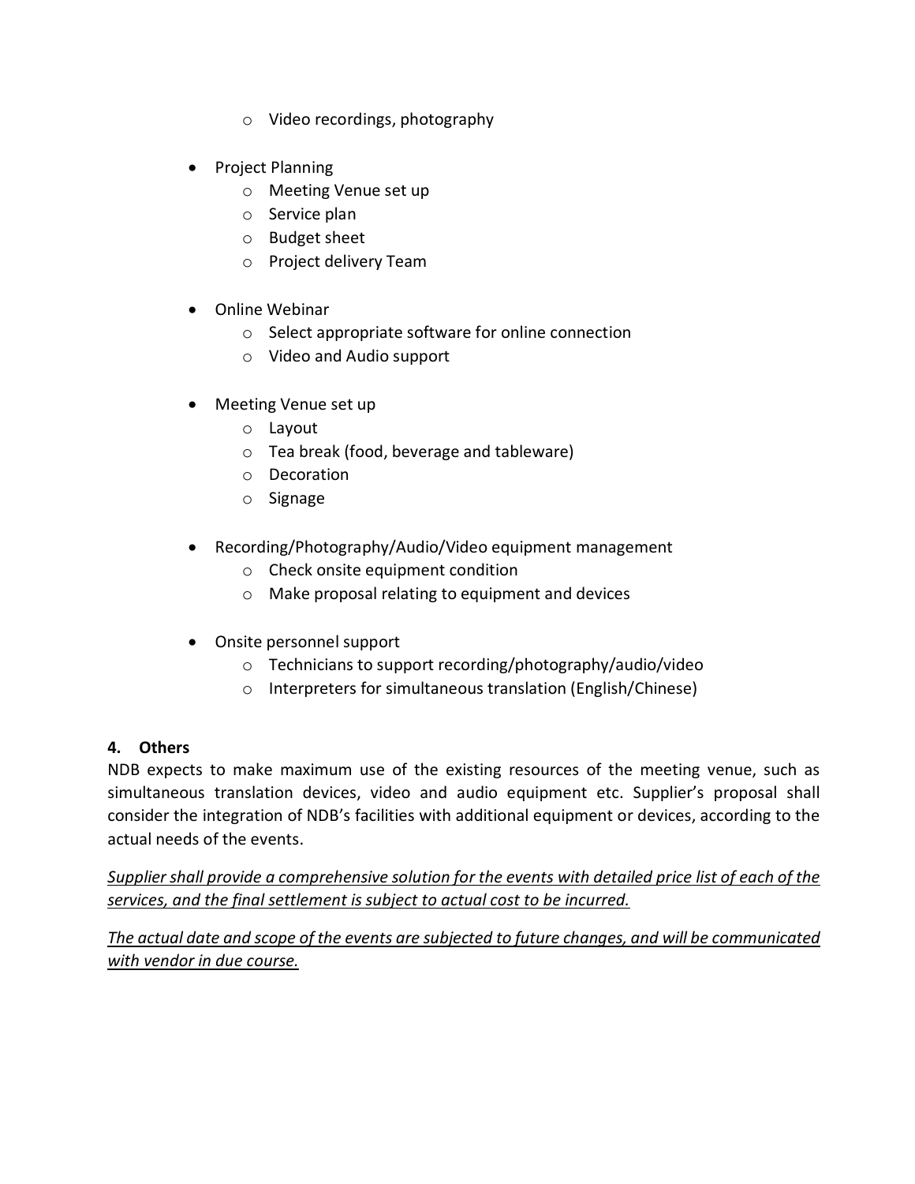- Video recordings, photography

- Project Planning
  - Meeting Venue set up
  - Service plan
  - Budget sheet
  - Project delivery Team

- Online Webinar
  - Select appropriate software for online connection
  - Video and Audio support

- Meeting Venue set up
  - Layout
  - Tea break (food, beverage and tableware)
  - Decoration
  - Signage

- Recording/Photography/Audio/Video equipment management
  - Check onsite equipment condition
  - Make proposal relating to equipment and devices

- Onsite personnel support
  - Technicians to support recording/photography/audio/video
  - Interpreters for simultaneous translation (English/Chinese)

**4. Others**

NDB expects to make maximum use of the existing resources of the meeting venue, such as simultaneous translation devices, video and audio equipment etc. Supplier's proposal shall consider the integration of NDB's facilities with additional equipment or devices, according to the actual needs of the events.

<u>*Supplier shall provide a comprehensive solution for the events with detailed price list of each of the services, and the final settlement is subject to actual cost to be incurred.*</u>

<u>*The actual date and scope of the events are subjected to future changes, and will be communicated with vendor in due course.*</u>